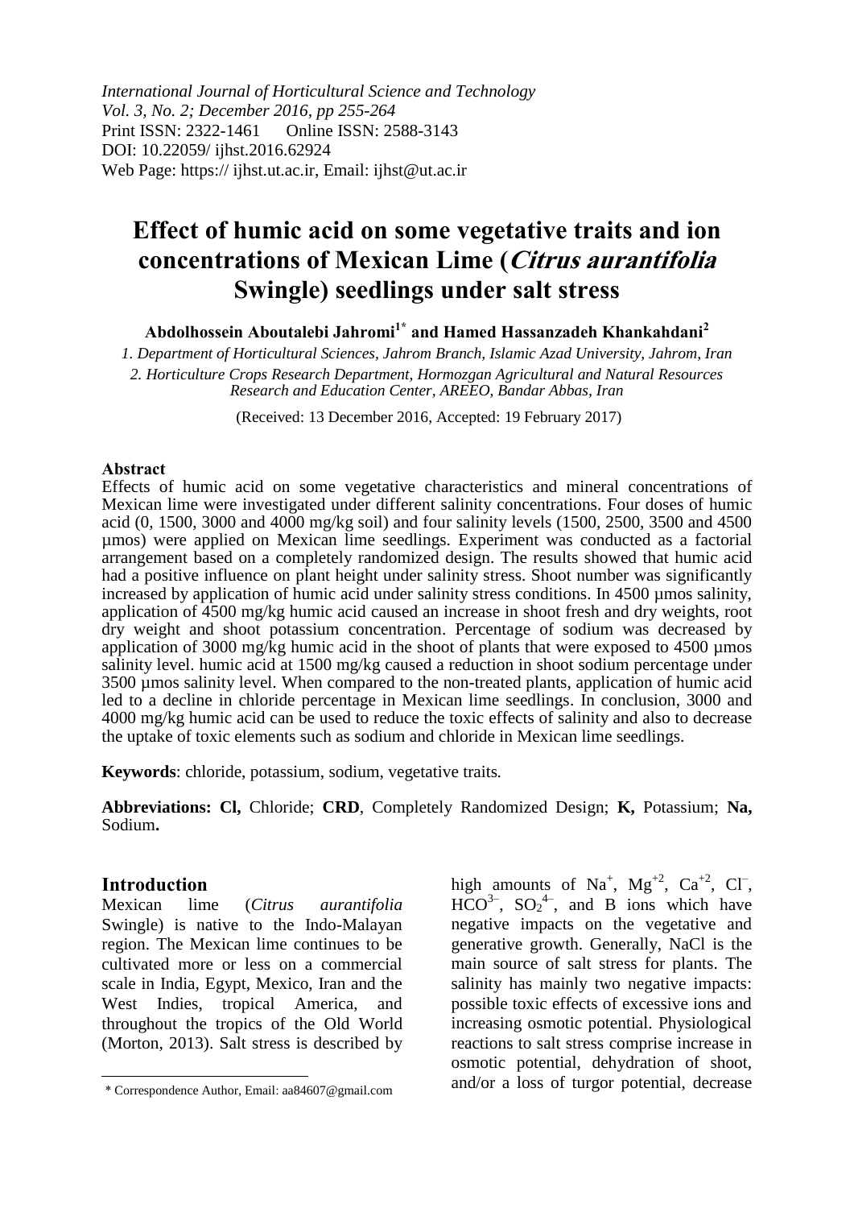*International Journal of Horticultural Science and Technology*
*Vol. 3, No. 2; December 2016, pp 255-264*
Print ISSN: 2322-1461 Online ISSN: 2588-3143
DOI: 10.22059/ ijhst.2016.62924
Web Page: https:// ijhst.ut.ac.ir, Email: ijhst@ut.ac.ir

# Effect of humic acid on some vegetative traits and ion concentrations of Mexican Lime (*Citrus aurantifolia* Swingle) seedlings under salt stress

**Abdolhossein Aboutalebi Jahromi[1]* and Hamed Hassanzadeh Khankahdani[2]**

*1. Department of Horticultural Sciences, Jahrom Branch, Islamic Azad University, Jahrom, Iran*

*2. Horticulture Crops Research Department, Hormozgan Agricultural and Natural Resources Research and Education Center, AREEO, Bandar Abbas, Iran*

(Received: 13 December 2016, Accepted: 19 February 2017)

### Abstract

Effects of humic acid on some vegetative characteristics and mineral concentrations of Mexican lime were investigated under different salinity concentrations. Four doses of humic acid (0, 1500, 3000 and 4000 mg/kg soil) and four salinity levels (1500, 2500, 3500 and 4500 µmos) were applied on Mexican lime seedlings. Experiment was conducted as a factorial arrangement based on a completely randomized design. The results showed that humic acid had a positive influence on plant height under salinity stress. Shoot number was significantly increased by application of humic acid under salinity stress conditions. In 4500 µmos salinity, application of 4500 mg/kg humic acid caused an increase in shoot fresh and dry weights, root dry weight and shoot potassium concentration. Percentage of sodium was decreased by application of 3000 mg/kg humic acid in the shoot of plants that were exposed to 4500 µmos salinity level. humic acid at 1500 mg/kg caused a reduction in shoot sodium percentage under 3500 µmos salinity level. When compared to the non-treated plants, application of humic acid led to a decline in chloride percentage in Mexican lime seedlings. In conclusion, 3000 and 4000 mg/kg humic acid can be used to reduce the toxic effects of salinity and also to decrease the uptake of toxic elements such as sodium and chloride in Mexican lime seedlings.

**Keywords**: chloride, potassium, sodium, vegetative traits.

**Abbreviations: Cl,** Chloride; **CRD**, Completely Randomized Design; **K,** Potassium; **Na,** Sodium**.**

## Introduction

Mexican lime (*Citrus aurantifolia* Swingle) is native to the Indo-Malayan region. The Mexican lime continues to be cultivated more or less on a commercial scale in India, Egypt, Mexico, Iran and the West Indies, tropical America, and throughout the tropics of the Old World (Morton, 2013). Salt stress is described by high amounts of $Na^{+}$, $Mg^{+2}$, $Ca^{+2}$, $Cl^{-}$, $HCO^{3-}$, $SO_2^{4-}$, and B ions which have negative impacts on the vegetative and generative growth. Generally, NaCl is the main source of salt stress for plants. The salinity has mainly two negative impacts: possible toxic effects of excessive ions and increasing osmotic potential. Physiological reactions to salt stress comprise increase in osmotic potential, dehydration of shoot, and/or a loss of turgor potential, decrease

\* Correspondence Author, Email: aa84607@gmail.com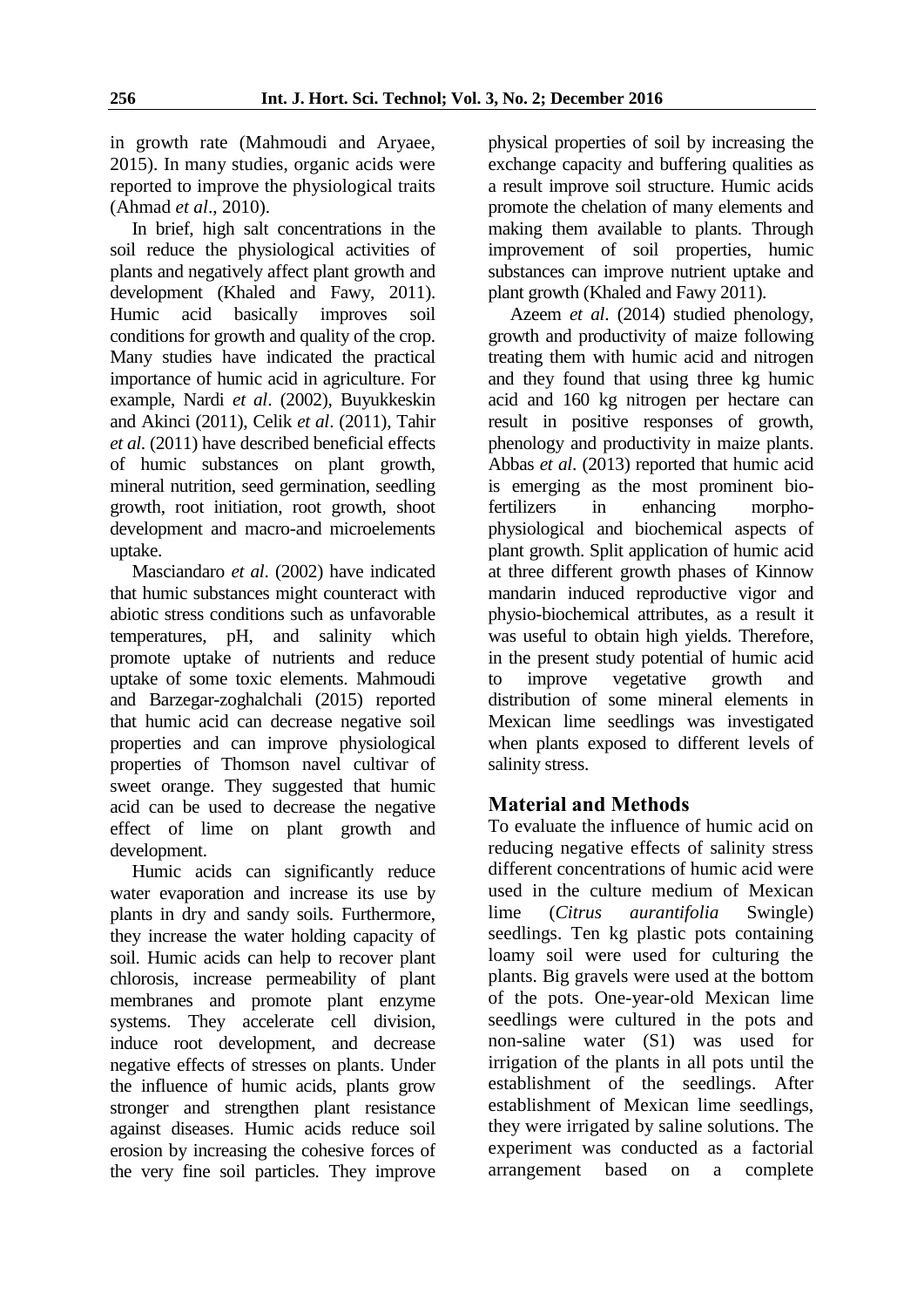in growth rate (Mahmoudi and Aryaee, 2015). In many studies, organic acids were reported to improve the physiological traits (Ahmad *et al*., 2010).

In brief, high salt concentrations in the soil reduce the physiological activities of plants and negatively affect plant growth and development (Khaled and Fawy, 2011). Humic acid basically improves soil conditions for growth and quality of the crop. Many studies have indicated the practical importance of humic acid in agriculture. For example, Nardi *et al*. (2002), Buyukkeskin and Akinci (2011), Celik *et al*. (2011), Tahir *et al*. (2011) have described beneficial effects of humic substances on plant growth, mineral nutrition, seed germination, seedling growth, root initiation, root growth, shoot development and macro-and microelements uptake.

Masciandaro *et al*. (2002) have indicated that humic substances might counteract with abiotic stress conditions such as unfavorable temperatures, pH, and salinity which promote uptake of nutrients and reduce uptake of some toxic elements. Mahmoudi and Barzegar-zoghalchali (2015) reported that humic acid can decrease negative soil properties and can improve physiological properties of Thomson navel cultivar of sweet orange. They suggested that humic acid can be used to decrease the negative effect of lime on plant growth and development.

Humic acids can significantly reduce water evaporation and increase its use by plants in dry and sandy soils. Furthermore, they increase the water holding capacity of soil. Humic acids can help to recover plant chlorosis, increase permeability of plant membranes and promote plant enzyme systems. They accelerate cell division, induce root development, and decrease negative effects of stresses on plants. Under the influence of humic acids, plants grow stronger and strengthen plant resistance against diseases. Humic acids reduce soil erosion by increasing the cohesive forces of the very fine soil particles. They improve physical properties of soil by increasing the exchange capacity and buffering qualities as a result improve soil structure. Humic acids promote the chelation of many elements and making them available to plants. Through improvement of soil properties, humic substances can improve nutrient uptake and plant growth (Khaled and Fawy 2011).

Azeem *et al*. (2014) studied phenology, growth and productivity of maize following treating them with humic acid and nitrogen and they found that using three kg humic acid and 160 kg nitrogen per hectare can result in positive responses of growth, phenology and productivity in maize plants. Abbas *et al*. (2013) reported that humic acid is emerging as the most prominent bio-fertilizers in enhancing morpho-physiological and biochemical aspects of plant growth. Split application of humic acid at three different growth phases of Kinnow mandarin induced reproductive vigor and physio-biochemical attributes, as a result it was useful to obtain high yields. Therefore, in the present study potential of humic acid to improve vegetative growth and distribution of some mineral elements in Mexican lime seedlings was investigated when plants exposed to different levels of salinity stress.

## Material and Methods

To evaluate the influence of humic acid on reducing negative effects of salinity stress different concentrations of humic acid were used in the culture medium of Mexican lime (*Citrus aurantifolia* Swingle) seedlings. Ten kg plastic pots containing loamy soil were used for culturing the plants. Big gravels were used at the bottom of the pots. One-year-old Mexican lime seedlings were cultured in the pots and non-saline water (S1) was used for irrigation of the plants in all pots until the establishment of the seedlings. After establishment of Mexican lime seedlings, they were irrigated by saline solutions. The experiment was conducted as a factorial arrangement based on a complete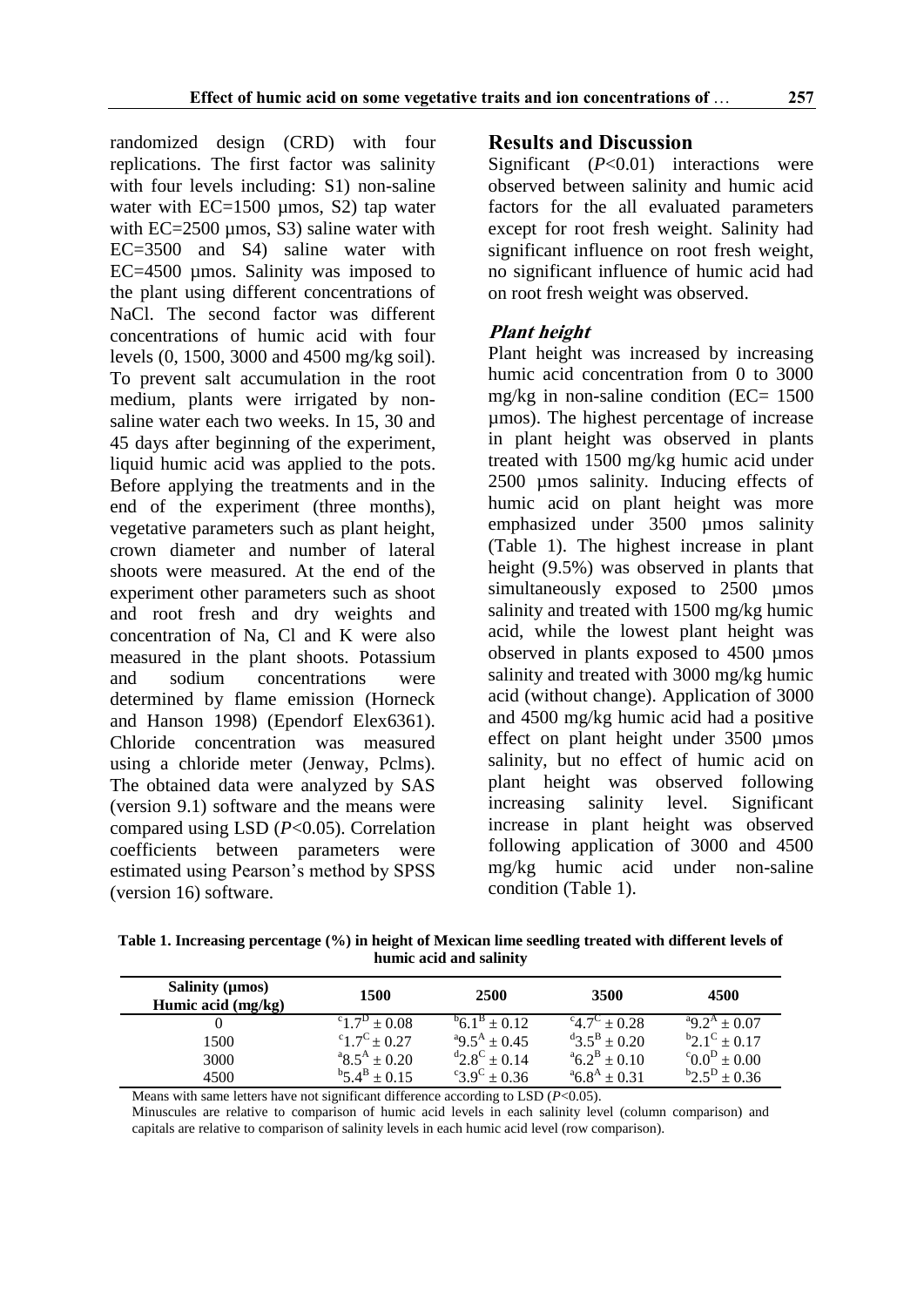randomized design (CRD) with four replications. The first factor was salinity with four levels including: S1) non-saline water with EC=1500 µmos, S2) tap water with EC=2500 µmos, S3) saline water with EC=3500 and S4) saline water with EC=4500 µmos. Salinity was imposed to the plant using different concentrations of NaCl. The second factor was different concentrations of humic acid with four levels (0, 1500, 3000 and 4500 mg/kg soil). To prevent salt accumulation in the root medium, plants were irrigated by non-saline water each two weeks. In 15, 30 and 45 days after beginning of the experiment, liquid humic acid was applied to the pots. Before applying the treatments and in the end of the experiment (three months), vegetative parameters such as plant height, crown diameter and number of lateral shoots were measured. At the end of the experiment other parameters such as shoot and root fresh and dry weights and concentration of Na, Cl and K were also measured in the plant shoots. Potassium and sodium concentrations were determined by flame emission (Horneck and Hanson 1998) (Ependorf Elex6361). Chloride concentration was measured using a chloride meter (Jenway, Pclms). The obtained data were analyzed by SAS (version 9.1) software and the means were compared using LSD ($P$<0.05). Correlation coefficients between parameters were estimated using Pearson's method by SPSS (version 16) software.

## Results and Discussion

Significant ($P$<0.01) interactions were observed between salinity and humic acid factors for the all evaluated parameters except for root fresh weight. Salinity had significant influence on root fresh weight, no significant influence of humic acid had on root fresh weight was observed.

### *Plant height*

Plant height was increased by increasing humic acid concentration from 0 to 3000 mg/kg in non-saline condition (EC= 1500 µmos). The highest percentage of increase in plant height was observed in plants treated with 1500 mg/kg humic acid under 2500 µmos salinity. Inducing effects of humic acid on plant height was more emphasized under 3500 µmos salinity (Table 1). The highest increase in plant height (9.5%) was observed in plants that simultaneously exposed to 2500 µmos salinity and treated with 1500 mg/kg humic acid, while the lowest plant height was observed in plants exposed to 4500 µmos salinity and treated with 3000 mg/kg humic acid (without change). Application of 3000 and 4500 mg/kg humic acid had a positive effect on plant height under 3500 µmos salinity, but no effect of humic acid on plant height was observed following increasing salinity level. Significant increase in plant height was observed following application of 3000 and 4500 mg/kg humic acid under non-saline condition (Table 1).

**Table 1. Increasing percentage (%) in height of Mexican lime seedling treated with different levels of humic acid and salinity**

| Salinity (µmos) / Humic acid (mg/kg) | 1500 | 2500 | 3500 | 4500 |
|---|---|---|---|---|
| 0 | $^{c}1.7^{D} \pm 0.08$ | $^{b}6.1^{B} \pm 0.12$ | $^{c}4.7^{C} \pm 0.28$ | $^{a}9.2^{A} \pm 0.07$ |
| 1500 | $^{c}1.7^{C} \pm 0.27$ | $^{a}9.5^{A} \pm 0.45$ | $^{d}3.5^{B} \pm 0.20$ | $^{b}2.1^{C} \pm 0.17$ |
| 3000 | $^{a}8.5^{A} \pm 0.20$ | $^{d}2.8^{C} \pm 0.14$ | $^{a}6.2^{B} \pm 0.10$ | $^{c}0.0^{D} \pm 0.00$ |
| 4500 | $^{b}5.4^{B} \pm 0.15$ | $^{c}3.9^{C} \pm 0.36$ | $^{a}6.8^{A} \pm 0.31$ | $^{b}2.5^{D} \pm 0.36$ |

Means with same letters have not significant difference according to LSD ($P$<0.05).

Minuscules are relative to comparison of humic acid levels in each salinity level (column comparison) and capitals are relative to comparison of salinity levels in each humic acid level (row comparison).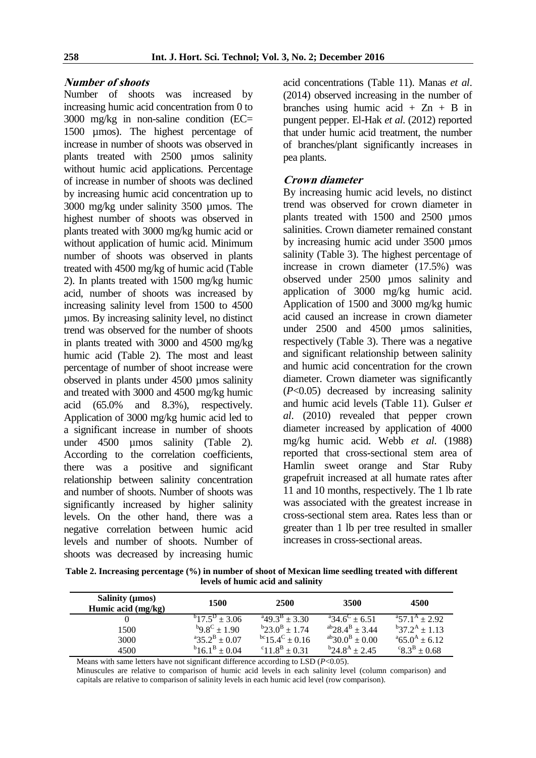### *Number of shoots*

Number of shoots was increased by increasing humic acid concentration from 0 to 3000 mg/kg in non-saline condition (EC= 1500 µmos). The highest percentage of increase in number of shoots was observed in plants treated with 2500 µmos salinity without humic acid applications. Percentage of increase in number of shoots was declined by increasing humic acid concentration up to 3000 mg/kg under salinity 3500 µmos. The highest number of shoots was observed in plants treated with 3000 mg/kg humic acid or without application of humic acid. Minimum number of shoots was observed in plants treated with 4500 mg/kg of humic acid (Table 2). In plants treated with 1500 mg/kg humic acid, number of shoots was increased by increasing salinity level from 1500 to 4500 µmos. By increasing salinity level, no distinct trend was observed for the number of shoots in plants treated with 3000 and 4500 mg/kg humic acid (Table 2). The most and least percentage of number of shoot increase were observed in plants under 4500 µmos salinity and treated with 3000 and 4500 mg/kg humic acid (65.0% and 8.3%), respectively. Application of 3000 mg/kg humic acid led to a significant increase in number of shoots under 4500 µmos salinity (Table 2). According to the correlation coefficients, there was a positive and significant relationship between salinity concentration and number of shoots. Number of shoots was significantly increased by higher salinity levels. On the other hand, there was a negative correlation between humic acid levels and number of shoots. Number of shoots was decreased by increasing humic acid concentrations (Table 11). Manas *et al*. (2014) observed increasing in the number of branches using humic acid + Zn + B in pungent pepper. El-Hak *et al.* (2012) reported that under humic acid treatment, the number of branches/plant significantly increases in pea plants.

### *Crown diameter*

By increasing humic acid levels, no distinct trend was observed for crown diameter in plants treated with 1500 and 2500 µmos salinities. Crown diameter remained constant by increasing humic acid under 3500 µmos salinity (Table 3). The highest percentage of increase in crown diameter (17.5%) was observed under 2500 µmos salinity and application of 3000 mg/kg humic acid. Application of 1500 and 3000 mg/kg humic acid caused an increase in crown diameter under 2500 and 4500 µmos salinities, respectively (Table 3). There was a negative and significant relationship between salinity and humic acid concentration for the crown diameter. Crown diameter was significantly ($P$<0.05) decreased by increasing salinity and humic acid levels (Table 11). Gulser *et al*. (2010) revealed that pepper crown diameter increased by application of 4000 mg/kg humic acid. Webb *et al*. (1988) reported that cross-sectional stem area of Hamlin sweet orange and Star Ruby grapefruit increased at all humate rates after 11 and 10 months, respectively. The 1 lb rate was associated with the greatest increase in cross-sectional stem area. Rates less than or greater than 1 lb per tree resulted in smaller increases in cross-sectional areas.

**Table 2. Increasing percentage (%) in number of shoot of Mexican lime seedling treated with different levels of humic acid and salinity**

| Salinity (µmos) Humic acid (mg/kg) | 1500 | 2500 | 3500 | 4500 |
|---|---|---|---|---|
| 0 | $^{b}17.5^{D} \pm 3.06$ | $^{a}49.3^{B} \pm 3.30$ | $^{a}34.6^{C} \pm 6.51$ | $^{a}57.1^{A} \pm 2.92$ |
| 1500 | $^{b}9.8^{C} \pm 1.90$ | $^{b}23.0^{B} \pm 1.74$ | $^{ab}28.4^{B} \pm 3.44$ | $^{b}37.2^{A} \pm 1.13$ |
| 3000 | $^{a}35.2^{B} \pm 0.07$ | $^{bc}15.4^{C} \pm 0.16$ | $^{ab}30.0^{B} \pm 0.00$ | $^{a}65.0^{A} \pm 6.12$ |
| 4500 | $^{b}16.1^{B} \pm 0.04$ | $^{c}11.8^{B} \pm 0.31$ | $^{b}24.8^{A} \pm 2.45$ | $^{c}8.3^{B} \pm 0.68$ |

Means with same letters have not significant difference according to LSD ($P$<0.05).

Minuscules are relative to comparison of humic acid levels in each salinity level (column comparison) and capitals are relative to comparison of salinity levels in each humic acid level (row comparison).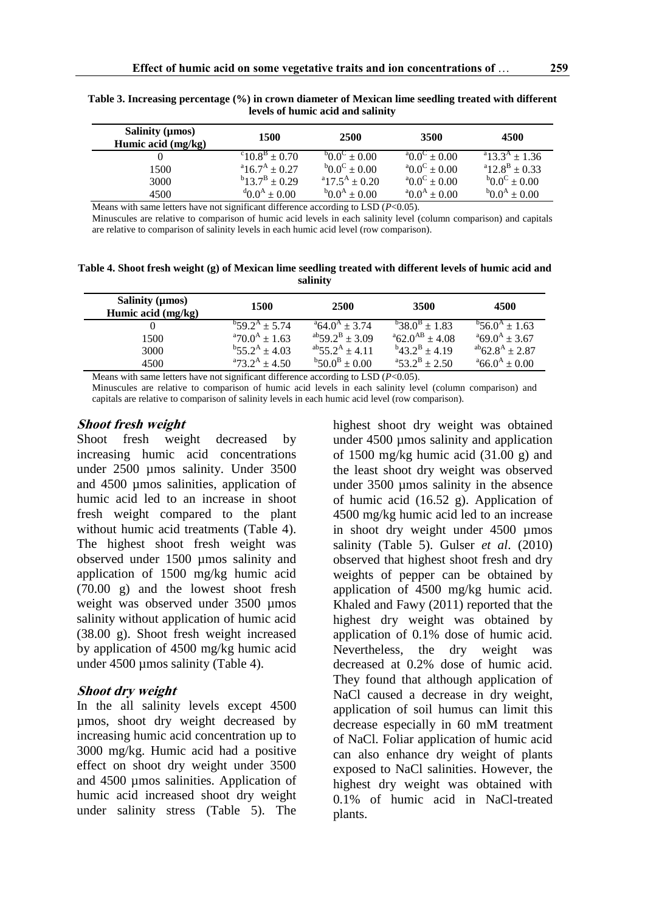**Table 3. Increasing percentage (%) in crown diameter of Mexican lime seedling treated with different levels of humic acid and salinity**

| Salinity (µmos) / Humic acid (mg/kg) | 1500 | 2500 | 3500 | 4500 |
|---|---|---|---|---|
| 0 | $^{c}10.8^{B} \pm 0.70$ | $^{b}0.0^{C} \pm 0.00$ | $^{a}0.0^{C} \pm 0.00$ | $^{a}13.3^{A} \pm 1.36$ |
| 1500 | $^{a}16.7^{A} \pm 0.27$ | $^{b}0.0^{C} \pm 0.00$ | $^{a}0.0^{C} \pm 0.00$ | $^{a}12.8^{B} \pm 0.33$ |
| 3000 | $^{b}13.7^{B} \pm 0.29$ | $^{a}17.5^{A} \pm 0.20$ | $^{a}0.0^{C} \pm 0.00$ | $^{b}0.0^{C} \pm 0.00$ |
| 4500 | $^{d}0.0^{A} \pm 0.00$ | $^{b}0.0^{A} \pm 0.00$ | $^{a}0.0^{A} \pm 0.00$ | $^{b}0.0^{A} \pm 0.00$ |

Means with same letters have not significant difference according to LSD ($P$<0.05).

Minuscules are relative to comparison of humic acid levels in each salinity level (column comparison) and capitals are relative to comparison of salinity levels in each humic acid level (row comparison).

**Table 4. Shoot fresh weight (g) of Mexican lime seedling treated with different levels of humic acid and salinity**

| Salinity (µmos) / Humic acid (mg/kg) | 1500 | 2500 | 3500 | 4500 |
|---|---|---|---|---|
| 0 | $^{b}59.2^{A} \pm 5.74$ | $^{a}64.0^{A} \pm 3.74$ | $^{b}38.0^{B} \pm 1.83$ | $^{b}56.0^{A} \pm 1.63$ |
| 1500 | $^{a}70.0^{A} \pm 1.63$ | $^{ab}59.2^{B} \pm 3.09$ | $^{a}62.0^{AB} \pm 4.08$ | $^{a}69.0^{A} \pm 3.67$ |
| 3000 | $^{b}55.2^{A} \pm 4.03$ | $^{ab}55.2^{A} \pm 4.11$ | $^{b}43.2^{B} \pm 4.19$ | $^{ab}62.8^{A} \pm 2.87$ |
| 4500 | $^{a}73.2^{A} \pm 4.50$ | $^{b}50.0^{B} \pm 0.00$ | $^{a}53.2^{B} \pm 2.50$ | $^{a}66.0^{A} \pm 0.00$ |

Means with same letters have not significant difference according to LSD ($P$<0.05).

Minuscules are relative to comparison of humic acid levels in each salinity level (column comparison) and capitals are relative to comparison of salinity levels in each humic acid level (row comparison).

### *Shoot fresh weight*

Shoot fresh weight decreased by increasing humic acid concentrations under 2500 µmos salinity. Under 3500 and 4500 µmos salinities, application of humic acid led to an increase in shoot fresh weight compared to the plant without humic acid treatments (Table 4). The highest shoot fresh weight was observed under 1500 µmos salinity and application of 1500 mg/kg humic acid (70.00 g) and the lowest shoot fresh weight was observed under 3500 µmos salinity without application of humic acid (38.00 g). Shoot fresh weight increased by application of 4500 mg/kg humic acid under 4500 µmos salinity (Table 4).

### *Shoot dry weight*

In the all salinity levels except 4500 µmos, shoot dry weight decreased by increasing humic acid concentration up to 3000 mg/kg. Humic acid had a positive effect on shoot dry weight under 3500 and 4500 µmos salinities. Application of humic acid increased shoot dry weight under salinity stress (Table 5). The highest shoot dry weight was obtained under 4500 µmos salinity and application of 1500 mg/kg humic acid (31.00 g) and the least shoot dry weight was observed under 3500 µmos salinity in the absence of humic acid (16.52 g). Application of 4500 mg/kg humic acid led to an increase in shoot dry weight under 4500 µmos salinity (Table 5). Gulser *et al*. (2010) observed that highest shoot fresh and dry weights of pepper can be obtained by application of 4500 mg/kg humic acid. Khaled and Fawy (2011) reported that the highest dry weight was obtained by application of 0.1% dose of humic acid. Nevertheless, the dry weight was decreased at 0.2% dose of humic acid. They found that although application of NaCl caused a decrease in dry weight, application of soil humus can limit this decrease especially in 60 mM treatment of NaCl. Foliar application of humic acid can also enhance dry weight of plants exposed to NaCl salinities. However, the highest dry weight was obtained with 0.1% of humic acid in NaCl-treated plants.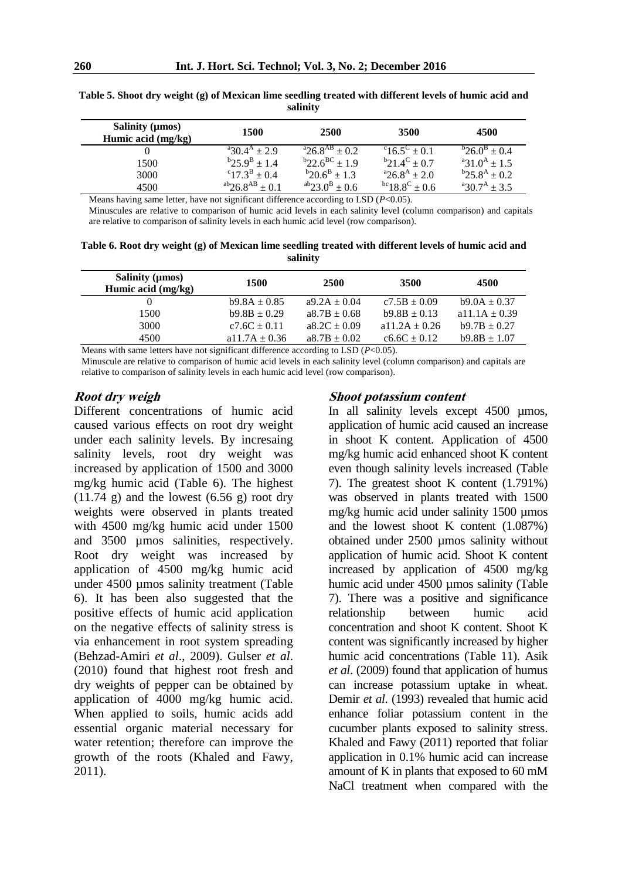**Table 5. Shoot dry weight (g) of Mexican lime seedling treated with different levels of humic acid and salinity**

| Salinity (µmos) / Humic acid (mg/kg) | 1500 | 2500 | 3500 | 4500 |
|---|---|---|---|---|
| 0 | $^{a}30.4^{A} \pm 2.9$ | $^{a}26.8^{AB} \pm 0.2$ | $^{c}16.5^{C} \pm 0.1$ | $^{b}26.0^{B} \pm 0.4$ |
| 1500 | $^{b}25.9^{B} \pm 1.4$ | $^{b}22.6^{BC} \pm 1.9$ | $^{b}21.4^{C} \pm 0.7$ | $^{a}31.0^{A} \pm 1.5$ |
| 3000 | $^{c}17.3^{B} \pm 0.4$ | $^{b}20.6^{B} \pm 1.3$ | $^{a}26.8^{A} \pm 2.0$ | $^{b}25.8^{A} \pm 0.2$ |
| 4500 | $^{ab}26.8^{AB} \pm 0.1$ | $^{ab}23.0^{B} \pm 0.6$ | $^{bc}18.8^{C} \pm 0.6$ | $^{a}30.7^{A} \pm 3.5$ |

Means having same letter, have not significant difference according to LSD ($P$<0.05).
Minuscules are relative to comparison of humic acid levels in each salinity level (column comparison) and capitals are relative to comparison of salinity levels in each humic acid level (row comparison).

**Table 6. Root dry weight (g) of Mexican lime seedling treated with different levels of humic acid and salinity**

| Salinity (µmos) / Humic acid (mg/kg) | 1500 | 2500 | 3500 | 4500 |
|---|---|---|---|---|
| 0 | b9.8A ± 0.85 | a9.2A ± 0.04 | c7.5B ± 0.09 | b9.0A ± 0.37 |
| 1500 | b9.8B ± 0.29 | a8.7B ± 0.68 | b9.8B ± 0.13 | a11.1A ± 0.39 |
| 3000 | c7.6C ± 0.11 | a8.2C ± 0.09 | a11.2A ± 0.26 | b9.7B ± 0.27 |
| 4500 | a11.7A ± 0.36 | a8.7B ± 0.02 | c6.6C ± 0.12 | b9.8B ± 1.07 |

Means with same letters have not significant difference according to LSD ($P$<0.05).
Minuscule are relative to comparison of humic acid levels in each salinity level (column comparison) and capitals are relative to comparison of salinity levels in each humic acid level (row comparison).

### *Root dry weigh*

Different concentrations of humic acid caused various effects on root dry weight under each salinity levels. By incresaing salinity levels, root dry weight was increased by application of 1500 and 3000 mg/kg humic acid (Table 6). The highest (11.74 g) and the lowest (6.56 g) root dry weights were observed in plants treated with 4500 mg/kg humic acid under 1500 and 3500 µmos salinities, respectively. Root dry weight was increased by application of 4500 mg/kg humic acid under 4500 µmos salinity treatment (Table 6). It has been also suggested that the positive effects of humic acid application on the negative effects of salinity stress is via enhancement in root system spreading (Behzad-Amiri *et al*., 2009). Gulser *et al*. (2010) found that highest root fresh and dry weights of pepper can be obtained by application of 4000 mg/kg humic acid. When applied to soils, humic acids add essential organic material necessary for water retention; therefore can improve the growth of the roots (Khaled and Fawy, 2011).

### *Shoot potassium content*

In all salinity levels except 4500 µmos, application of humic acid caused an increase in shoot K content. Application of 4500 mg/kg humic acid enhanced shoot K content even though salinity levels increased (Table 7). The greatest shoot K content (1.791%) was observed in plants treated with 1500 mg/kg humic acid under salinity 1500 µmos and the lowest shoot K content (1.087%) obtained under 2500 µmos salinity without application of humic acid. Shoot K content increased by application of 4500 mg/kg humic acid under 4500 µmos salinity (Table 7). There was a positive and significance relationship between humic acid concentration and shoot K content. Shoot K content was significantly increased by higher humic acid concentrations (Table 11). Asik *et al*. (2009) found that application of humus can increase potassium uptake in wheat. Demir *et al.* (1993) revealed that humic acid enhance foliar potassium content in the cucumber plants exposed to salinity stress. Khaled and Fawy (2011) reported that foliar application in 0.1% humic acid can increase amount of K in plants that exposed to 60 mM NaCl treatment when compared with the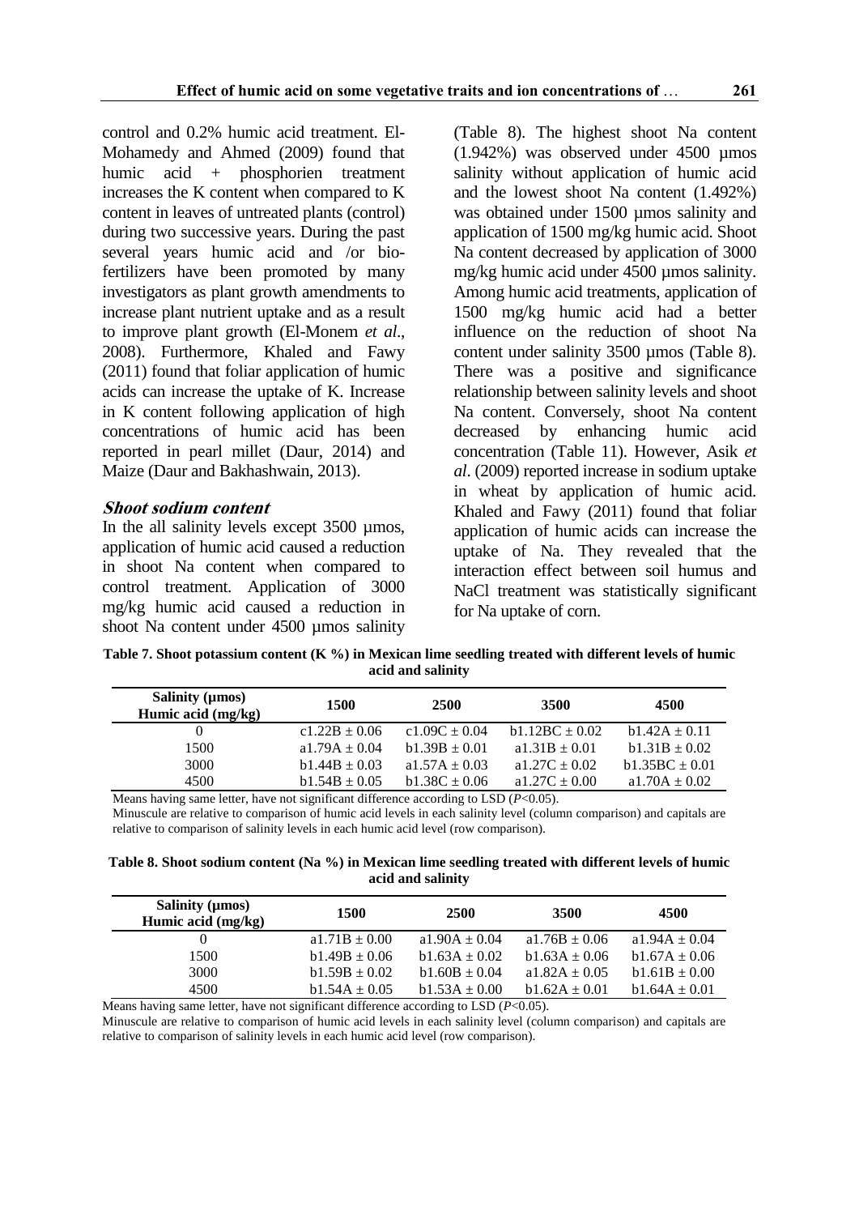control and 0.2% humic acid treatment. El-Mohamedy and Ahmed (2009) found that humic acid + phosphorien treatment increases the K content when compared to K content in leaves of untreated plants (control) during two successive years. During the past several years humic acid and /or bio-fertilizers have been promoted by many investigators as plant growth amendments to increase plant nutrient uptake and as a result to improve plant growth (El-Monem *et al*., 2008). Furthermore, Khaled and Fawy (2011) found that foliar application of humic acids can increase the uptake of K. Increase in K content following application of high concentrations of humic acid has been reported in pearl millet (Daur, 2014) and Maize (Daur and Bakhashwain, 2013).

### *Shoot sodium content*

In the all salinity levels except 3500 µmos, application of humic acid caused a reduction in shoot Na content when compared to control treatment. Application of 3000 mg/kg humic acid caused a reduction in shoot Na content under 4500 µmos salinity (Table 8). The highest shoot Na content (1.942%) was observed under 4500 µmos salinity without application of humic acid and the lowest shoot Na content (1.492%) was obtained under 1500 µmos salinity and application of 1500 mg/kg humic acid. Shoot Na content decreased by application of 3000 mg/kg humic acid under 4500 µmos salinity. Among humic acid treatments, application of 1500 mg/kg humic acid had a better influence on the reduction of shoot Na content under salinity 3500 µmos (Table 8). There was a positive and significance relationship between salinity levels and shoot Na content. Conversely, shoot Na content decreased by enhancing humic acid concentration (Table 11). However, Asik *et al*. (2009) reported increase in sodium uptake in wheat by application of humic acid. Khaled and Fawy (2011) found that foliar application of humic acids can increase the uptake of Na. They revealed that the interaction effect between soil humus and NaCl treatment was statistically significant for Na uptake of corn.

**Table 7. Shoot potassium content (K %) in Mexican lime seedling treated with different levels of humic acid and salinity**

| Salinity (µmos) / Humic acid (mg/kg) | 1500 | 2500 | 3500 | 4500 |
|---|---|---|---|---|
| 0 | c1.22B ± 0.06 | c1.09C ± 0.04 | b1.12BC ± 0.02 | b1.42A ± 0.11 |
| 1500 | a1.79A ± 0.04 | b1.39B ± 0.01 | a1.31B ± 0.01 | b1.31B ± 0.02 |
| 3000 | b1.44B ± 0.03 | a1.57A ± 0.03 | a1.27C ± 0.02 | b1.35BC ± 0.01 |
| 4500 | b1.54B ± 0.05 | b1.38C ± 0.06 | a1.27C ± 0.00 | a1.70A ± 0.02 |

Means having same letter, have not significant difference according to LSD ($P$<0.05).
Minuscule are relative to comparison of humic acid levels in each salinity level (column comparison) and capitals are relative to comparison of salinity levels in each humic acid level (row comparison).

**Table 8. Shoot sodium content (Na %) in Mexican lime seedling treated with different levels of humic acid and salinity**

| Salinity (µmos) / Humic acid (mg/kg) | 1500 | 2500 | 3500 | 4500 |
|---|---|---|---|---|
| 0 | a1.71B ± 0.00 | a1.90A ± 0.04 | a1.76B ± 0.06 | a1.94A ± 0.04 |
| 1500 | b1.49B ± 0.06 | b1.63A ± 0.02 | b1.63A ± 0.06 | b1.67A ± 0.06 |
| 3000 | b1.59B ± 0.02 | b1.60B ± 0.04 | a1.82A ± 0.05 | b1.61B ± 0.00 |
| 4500 | b1.54A ± 0.05 | b1.53A ± 0.00 | b1.62A ± 0.01 | b1.64A ± 0.01 |

Means having same letter, have not significant difference according to LSD ($P$<0.05).
Minuscule are relative to comparison of humic acid levels in each salinity level (column comparison) and capitals are relative to comparison of salinity levels in each humic acid level (row comparison).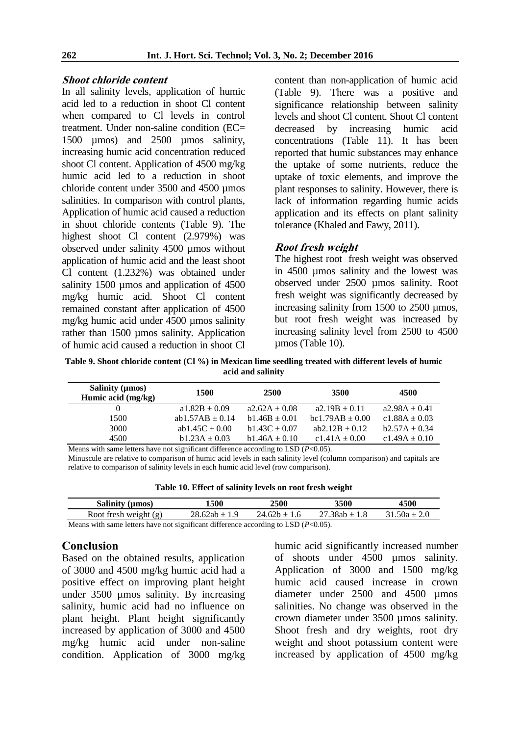### *Shoot chloride content*

In all salinity levels, application of humic acid led to a reduction in shoot Cl content when compared to Cl levels in control treatment. Under non-saline condition (EC= 1500 µmos) and 2500 µmos salinity, increasing humic acid concentration reduced shoot Cl content. Application of 4500 mg/kg humic acid led to a reduction in shoot chloride content under 3500 and 4500 µmos salinities. In comparison with control plants, Application of humic acid caused a reduction in shoot chloride contents (Table 9). The highest shoot Cl content (2.979%) was observed under salinity 4500 µmos without application of humic acid and the least shoot Cl content (1.232%) was obtained under salinity 1500 µmos and application of 4500 mg/kg humic acid. Shoot Cl content remained constant after application of 4500 mg/kg humic acid under 4500 µmos salinity rather than 1500 µmos salinity. Application of humic acid caused a reduction in shoot Cl content than non-application of humic acid (Table 9). There was a positive and significance relationship between salinity levels and shoot Cl content. Shoot Cl content decreased by increasing humic acid concentrations (Table 11). It has been reported that humic substances may enhance the uptake of some nutrients, reduce the uptake of toxic elements, and improve the plant responses to salinity. However, there is lack of information regarding humic acids application and its effects on plant salinity tolerance (Khaled and Fawy, 2011).

### *Root fresh weight*

The highest root fresh weight was observed in 4500 µmos salinity and the lowest was observed under 2500 µmos salinity. Root fresh weight was significantly decreased by increasing salinity from 1500 to 2500 µmos, but root fresh weight was increased by increasing salinity level from 2500 to 4500 µmos (Table 10).

**Table 9. Shoot chloride content (Cl %) in Mexican lime seedling treated with different levels of humic acid and salinity**

| Salinity (µmos) Humic acid (mg/kg) | 1500 | 2500 | 3500 | 4500 |
|---|---|---|---|---|
| 0 | a1.82B ± 0.09 | a2.62A ± 0.08 | a2.19B ± 0.11 | a2.98A ± 0.41 |
| 1500 | ab1.57AB ± 0.14 | b1.46B ± 0.01 | bc1.79AB ± 0.00 | c1.88A ± 0.03 |
| 3000 | ab1.45C ± 0.00 | b1.43C ± 0.07 | ab2.12B ± 0.12 | b2.57A ± 0.34 |
| 4500 | b1.23A ± 0.03 | b1.46A ± 0.10 | c1.41A ± 0.00 | c1.49A ± 0.10 |

Means with same letters have not significant difference according to LSD ($P$<0.05).
Minuscule are relative to comparison of humic acid levels in each salinity level (column comparison) and capitals are relative to comparison of salinity levels in each humic acid level (row comparison).

**Table 10. Effect of salinity levels on root fresh weight**

| Salinity (µmos) | 1500 | 2500 | 3500 | 4500 |
|---|---|---|---|---|
| Root fresh weight (g) | 28.62ab ± 1.9 | 24.62b ± 1.6 | 27.38ab ± 1.8 | 31.50a ± 2.0 |

Means with same letters have not significant difference according to LSD ($P$<0.05).

## Conclusion

Based on the obtained results, application of 3000 and 4500 mg/kg humic acid had a positive effect on improving plant height under 3500 µmos salinity. By increasing salinity, humic acid had no influence on plant height. Plant height significantly increased by application of 3000 and 4500 mg/kg humic acid under non-saline condition. Application of 3000 mg/kg humic acid significantly increased number of shoots under 4500 µmos salinity. Application of 3000 and 1500 mg/kg humic acid caused increase in crown diameter under 2500 and 4500 µmos salinities. No change was observed in the crown diameter under 3500 µmos salinity. Shoot fresh and dry weights, root dry weight and shoot potassium content were increased by application of 4500 mg/kg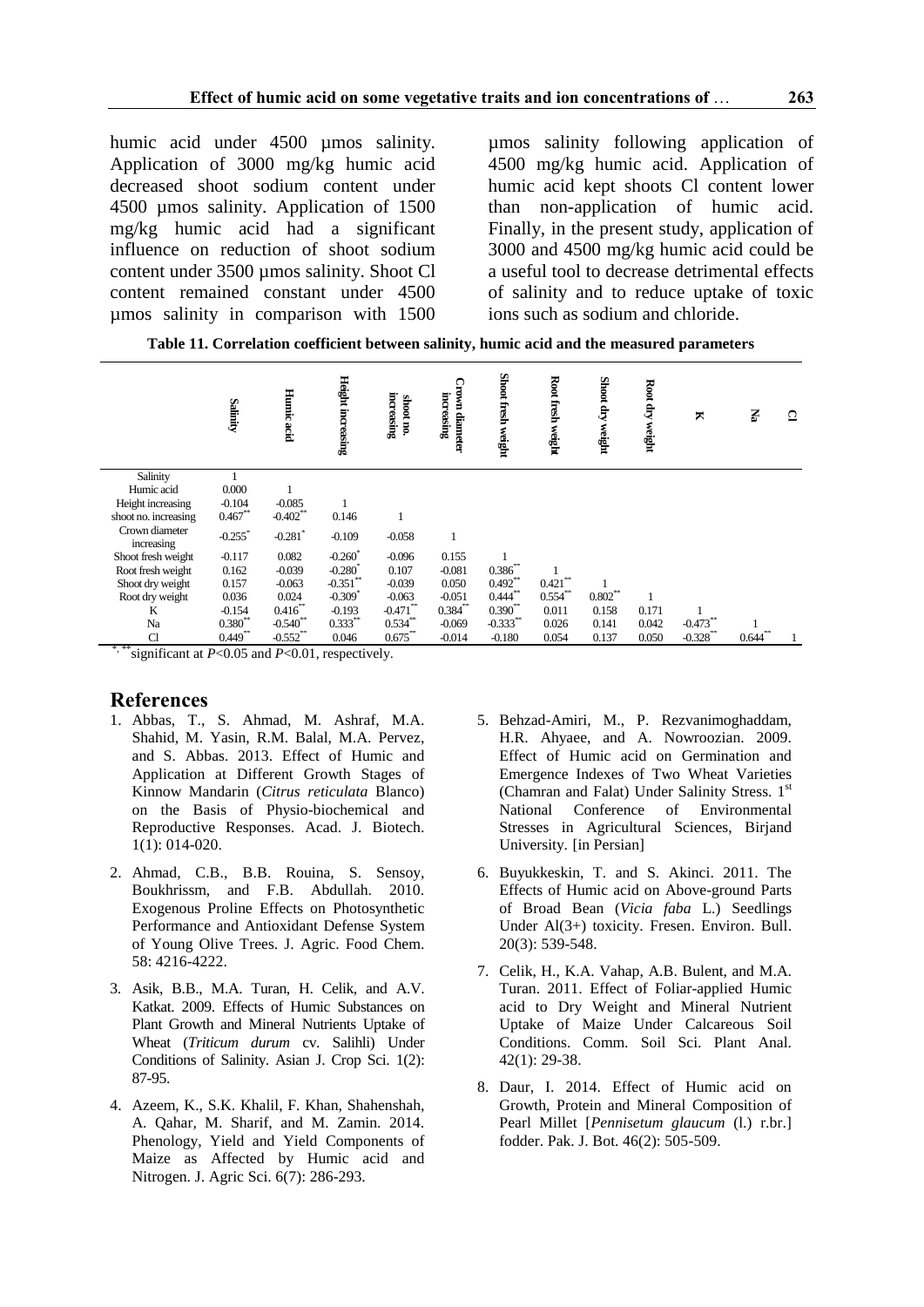humic acid under 4500 µmos salinity. Application of 3000 mg/kg humic acid decreased shoot sodium content under 4500 µmos salinity. Application of 1500 mg/kg humic acid had a significant influence on reduction of shoot sodium content under 3500 µmos salinity. Shoot Cl content remained constant under 4500 µmos salinity in comparison with 1500 µmos salinity following application of 4500 mg/kg humic acid. Application of humic acid kept shoots Cl content lower than non-application of humic acid. Finally, in the present study, application of 3000 and 4500 mg/kg humic acid could be a useful tool to decrease detrimental effects of salinity and to reduce uptake of toxic ions such as sodium and chloride.

**Table 11. Correlation coefficient between salinity, humic acid and the measured parameters**

| | Salinity | Humic acid | Height increasing | shoot no. increasing | Crown diameter increasing | Shoot fresh weight | Root fresh weight | Shoot dry weight | Root dry weight | K | Na | Cl |
|---|---|---|---|---|---|---|---|---|---|---|---|---|
| Salinity | 1 | | | | | | | | | | | |
| Humic acid | 0.000 | 1 | | | | | | | | | | |
| Height increasing | -0.104 | -0.085 | 1 | | | | | | | | | |
| shoot no. increasing | 0.467** | -0.402** | 0.146 | 1 | | | | | | | | |
| Crown diameter increasing | -0.255* | -0.281* | -0.109 | -0.058 | 1 | | | | | | | |
| Shoot fresh weight | -0.117 | 0.082 | -0.260* | -0.096 | 0.155 | 1 | | | | | | |
| Root fresh weight | 0.162 | -0.039 | -0.280* | 0.107 | -0.081 | 0.386** | 1 | | | | | |
| Shoot dry weight | 0.157 | -0.063 | -0.351** | -0.039 | 0.050 | 0.492** | 0.421** | 1 | | | | |
| Root dry weight | 0.036 | 0.024 | -0.309* | -0.063 | -0.051 | 0.444** | 0.554** | 0.802** | 1 | | | |
| K | -0.154 | 0.416** | -0.193 | -0.471** | 0.384** | 0.390** | 0.011 | 0.158 | 0.171 | 1 | | |
| Na | 0.380** | -0.540** | 0.333** | 0.534** | -0.069 | -0.333** | 0.026 | 0.141 | 0.042 | -0.473** | 1 | |
| Cl | 0.449** | -0.552** | 0.046 | 0.675** | -0.014 | -0.180 | 0.054 | 0.137 | 0.050 | -0.328** | 0.644** | 1 |

*, ** significant at $P<0.05$ and $P<0.01$, respectively.

## References

1. Abbas, T., S. Ahmad, M. Ashraf, M.A. Shahid, M. Yasin, R.M. Balal, M.A. Pervez, and S. Abbas. 2013. Effect of Humic and Application at Different Growth Stages of Kinnow Mandarin (*Citrus reticulata* Blanco) on the Basis of Physio-biochemical and Reproductive Responses. Acad. J. Biotech. 1(1): 014-020.

2. Ahmad, C.B., B.B. Rouina, S. Sensoy, Boukhrissm, and F.B. Abdullah. 2010. Exogenous Proline Effects on Photosynthetic Performance and Antioxidant Defense System of Young Olive Trees. J. Agric. Food Chem. 58: 4216-4222.

3. Asik, B.B., M.A. Turan, H. Celik, and A.V. Katkat. 2009. Effects of Humic Substances on Plant Growth and Mineral Nutrients Uptake of Wheat (*Triticum durum* cv. Salihli) Under Conditions of Salinity. Asian J. Crop Sci. 1(2): 87-95.

4. Azeem, K., S.K. Khalil, F. Khan, Shahenshah, A. Qahar, M. Sharif, and M. Zamin. 2014. Phenology, Yield and Yield Components of Maize as Affected by Humic acid and Nitrogen. J. Agric Sci. 6(7): 286-293.

5. Behzad-Amiri, M., P. Rezvanimoghaddam, H.R. Ahyaee, and A. Nowroozian. 2009. Effect of Humic acid on Germination and Emergence Indexes of Two Wheat Varieties (Chamran and Falat) Under Salinity Stress. 1st National Conference of Environmental Stresses in Agricultural Sciences, Birjand University. [in Persian]

6. Buyukkeskin, T. and S. Akinci. 2011. The Effects of Humic acid on Above-ground Parts of Broad Bean (*Vicia faba* L.) Seedlings Under Al(3+) toxicity. Fresen. Environ. Bull. 20(3): 539-548.

7. Celik, H., K.A. Vahap, A.B. Bulent, and M.A. Turan. 2011. Effect of Foliar-applied Humic acid to Dry Weight and Mineral Nutrient Uptake of Maize Under Calcareous Soil Conditions. Comm. Soil Sci. Plant Anal. 42(1): 29-38.

8. Daur, I. 2014. Effect of Humic acid on Growth, Protein and Mineral Composition of Pearl Millet [*Pennisetum glaucum* (l.) r.br.] fodder. Pak. J. Bot. 46(2): 505-509.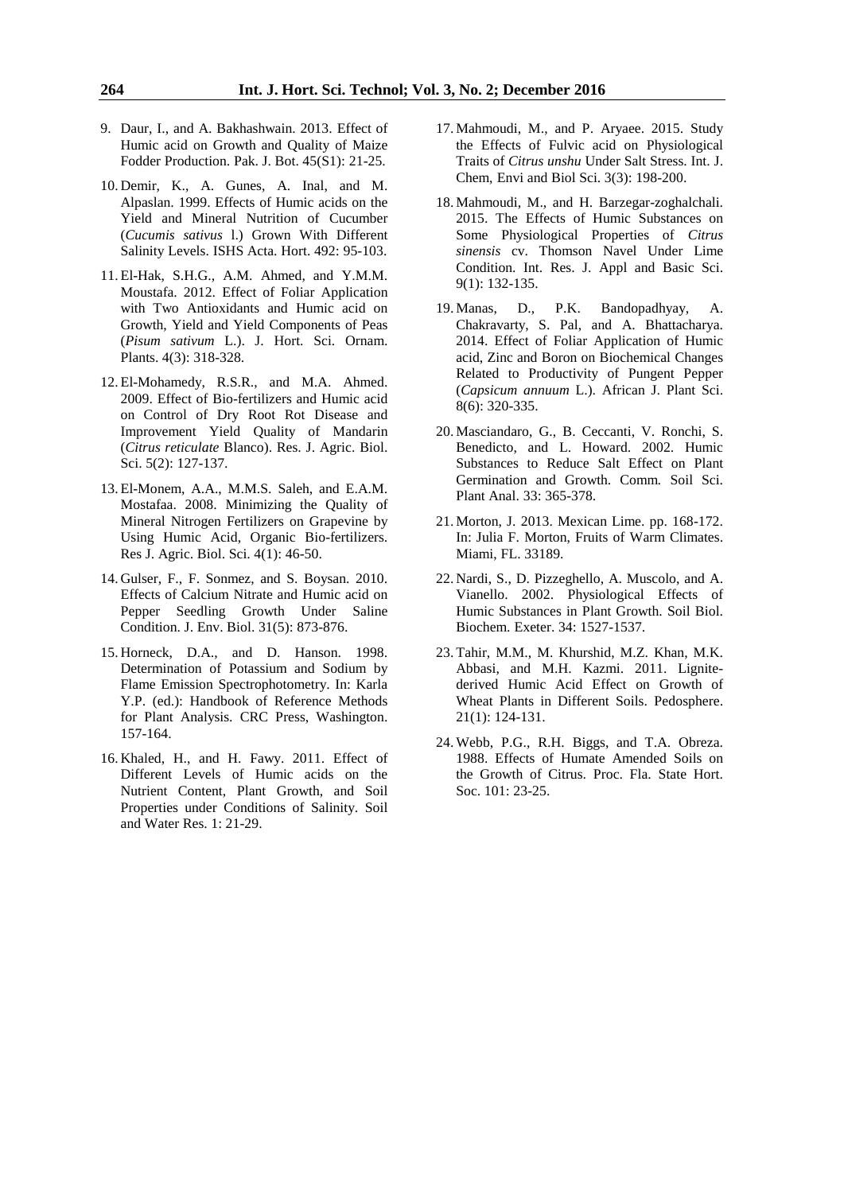9. Daur, I., and A. Bakhashwain. 2013. Effect of Humic acid on Growth and Quality of Maize Fodder Production. Pak. J. Bot. 45(S1): 21-25.

10. Demir, K., A. Gunes, A. Inal, and M. Alpaslan. 1999. Effects of Humic acids on the Yield and Mineral Nutrition of Cucumber (*Cucumis sativus* l.) Grown With Different Salinity Levels. ISHS Acta. Hort. 492: 95-103.

11. El-Hak, S.H.G., A.M. Ahmed, and Y.M.M. Moustafa. 2012. Effect of Foliar Application with Two Antioxidants and Humic acid on Growth, Yield and Yield Components of Peas (*Pisum sativum* L.). J. Hort. Sci. Ornam. Plants. 4(3): 318-328.

12. El-Mohamedy, R.S.R., and M.A. Ahmed. 2009. Effect of Bio-fertilizers and Humic acid on Control of Dry Root Rot Disease and Improvement Yield Quality of Mandarin (*Citrus reticulate* Blanco). Res. J. Agric. Biol. Sci. 5(2): 127-137.

13. El-Monem, A.A., M.M.S. Saleh, and E.A.M. Mostafaa. 2008. Minimizing the Quality of Mineral Nitrogen Fertilizers on Grapevine by Using Humic Acid, Organic Bio-fertilizers. Res J. Agric. Biol. Sci. 4(1): 46-50.

14. Gulser, F., F. Sonmez, and S. Boysan. 2010. Effects of Calcium Nitrate and Humic acid on Pepper Seedling Growth Under Saline Condition. J. Env. Biol. 31(5): 873-876.

15. Horneck, D.A., and D. Hanson. 1998. Determination of Potassium and Sodium by Flame Emission Spectrophotometry. In: Karla Y.P. (ed.): Handbook of Reference Methods for Plant Analysis. CRC Press, Washington. 157-164.

16. Khaled, H., and H. Fawy. 2011. Effect of Different Levels of Humic acids on the Nutrient Content, Plant Growth, and Soil Properties under Conditions of Salinity. Soil and Water Res. 1: 21-29.

17. Mahmoudi, M., and P. Aryaee. 2015. Study the Effects of Fulvic acid on Physiological Traits of *Citrus unshu* Under Salt Stress. Int. J. Chem, Envi and Biol Sci. 3(3): 198-200.

18. Mahmoudi, M., and H. Barzegar-zoghalchali. 2015. The Effects of Humic Substances on Some Physiological Properties of *Citrus sinensis* cv. Thomson Navel Under Lime Condition. Int. Res. J. Appl and Basic Sci. 9(1): 132-135.

19. Manas, D., P.K. Bandopadhyay, A. Chakravarty, S. Pal, and A. Bhattacharya. 2014. Effect of Foliar Application of Humic acid, Zinc and Boron on Biochemical Changes Related to Productivity of Pungent Pepper (*Capsicum annuum* L.). African J. Plant Sci. 8(6): 320-335.

20. Masciandaro, G., B. Ceccanti, V. Ronchi, S. Benedicto, and L. Howard. 2002. Humic Substances to Reduce Salt Effect on Plant Germination and Growth. Comm. Soil Sci. Plant Anal. 33: 365-378.

21. Morton, J. 2013. Mexican Lime. pp. 168-172. In: Julia F. Morton, Fruits of Warm Climates. Miami, FL. 33189.

22. Nardi, S., D. Pizzeghello, A. Muscolo, and A. Vianello. 2002. Physiological Effects of Humic Substances in Plant Growth. Soil Biol. Biochem. Exeter. 34: 1527-1537.

23. Tahir, M.M., M. Khurshid, M.Z. Khan, M.K. Abbasi, and M.H. Kazmi. 2011. Lignite-derived Humic Acid Effect on Growth of Wheat Plants in Different Soils. Pedosphere. 21(1): 124-131.

24. Webb, P.G., R.H. Biggs, and T.A. Obreza. 1988. Effects of Humate Amended Soils on the Growth of Citrus. Proc. Fla. State Hort. Soc. 101: 23-25.